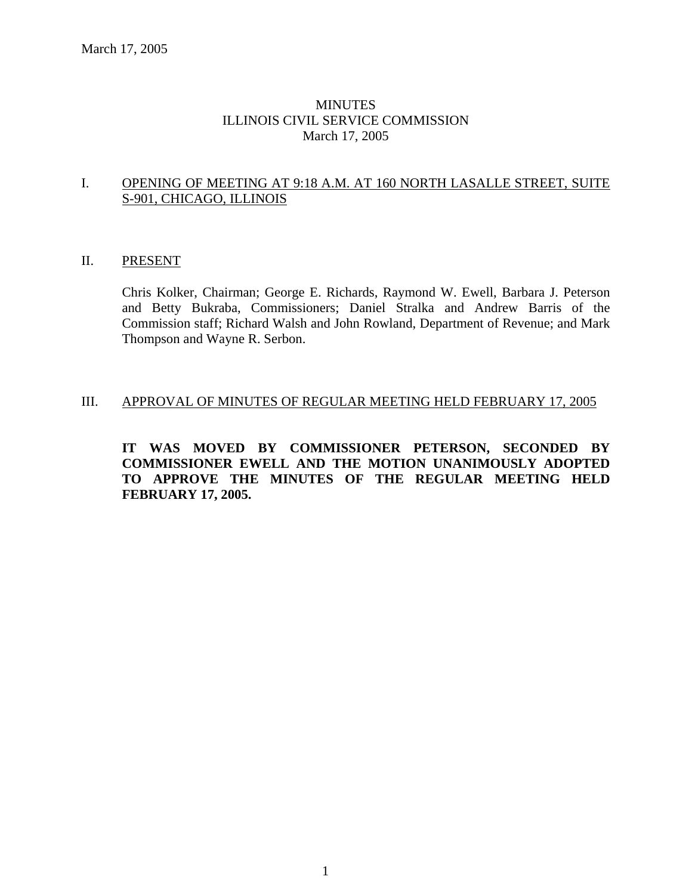March 17, 2005

# MINUTES
# ILLINOIS CIVIL SERVICE COMMISSION
March 17, 2005

## I. OPENING OF MEETING AT 9:18 A.M. AT 160 NORTH LASALLE STREET, SUITE S-901, CHICAGO, ILLINOIS

## II. PRESENT

Chris Kolker, Chairman; George E. Richards, Raymond W. Ewell, Barbara J. Peterson and Betty Bukraba, Commissioners; Daniel Stralka and Andrew Barris of the Commission staff; Richard Walsh and John Rowland, Department of Revenue; and Mark Thompson and Wayne R. Serbon.

## III. APPROVAL OF MINUTES OF REGULAR MEETING HELD FEBRUARY 17, 2005

**IT WAS MOVED BY COMMISSIONER PETERSON, SECONDED BY COMMISSIONER EWELL AND THE MOTION UNANIMOUSLY ADOPTED TO APPROVE THE MINUTES OF THE REGULAR MEETING HELD FEBRUARY 17, 2005.**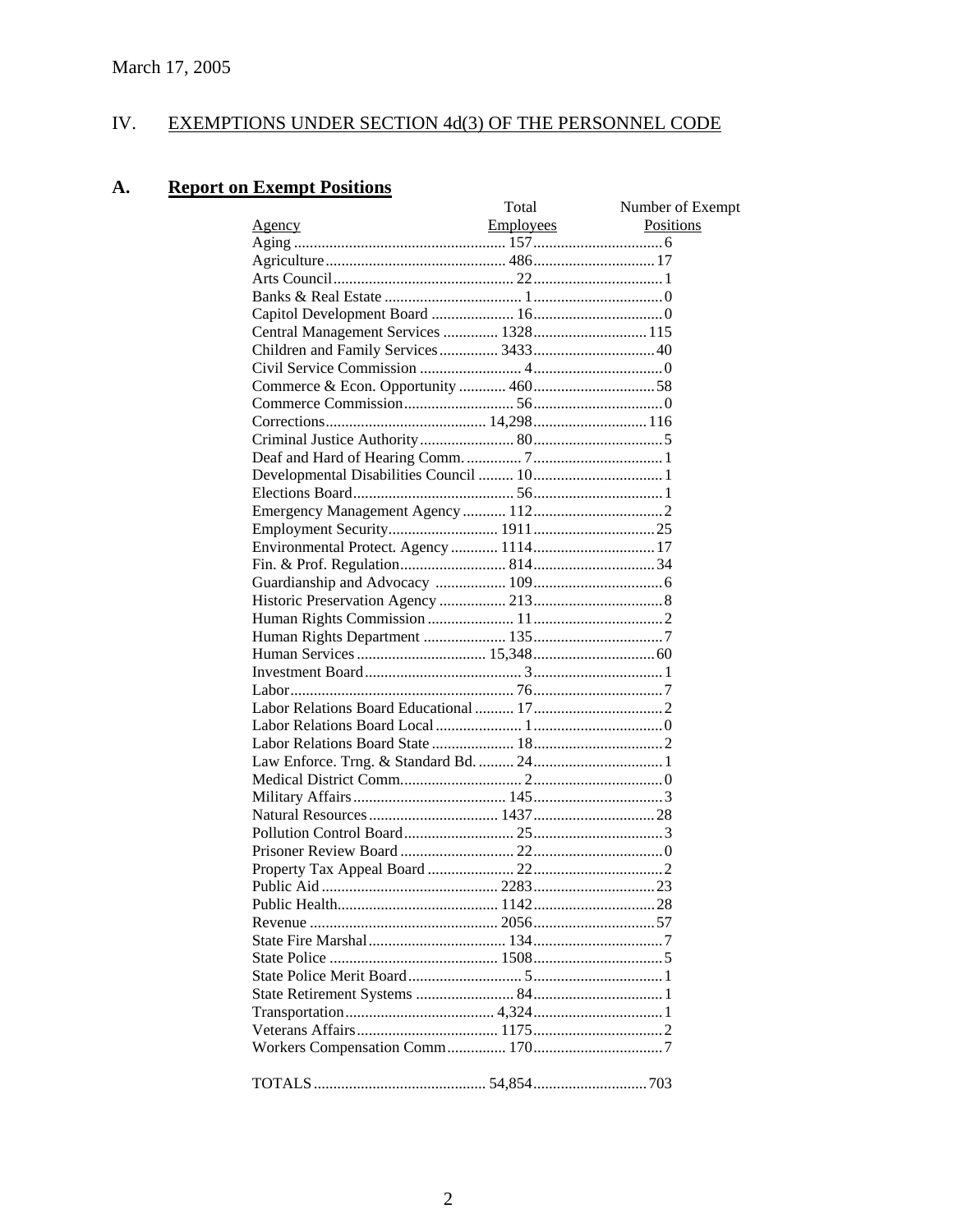March 17, 2005

## IV. EXEMPTIONS UNDER SECTION 4d(3) OF THE PERSONNEL CODE

### A. Report on Exempt Positions

| Agency | Total Employees | Number of Exempt Positions |
|---|---|---|
| Aging | 157 | 6 |
| Agriculture | 486 | 17 |
| Arts Council | 22 | 1 |
| Banks & Real Estate | 1 | 0 |
| Capitol Development Board | 16 | 0 |
| Central Management Services | 1328 | 115 |
| Children and Family Services | 3433 | 40 |
| Civil Service Commission | 4 | 0 |
| Commerce & Econ. Opportunity | 460 | 58 |
| Commerce Commission | 56 | 0 |
| Corrections | 14,298 | 116 |
| Criminal Justice Authority | 80 | 5 |
| Deaf and Hard of Hearing Comm. | 7 | 1 |
| Developmental Disabilities Council | 10 | 1 |
| Elections Board | 56 | 1 |
| Emergency Management Agency | 112 | 2 |
| Employment Security | 1911 | 25 |
| Environmental Protect. Agency | 1114 | 17 |
| Fin. & Prof. Regulation | 814 | 34 |
| Guardianship and Advocacy | 109 | 6 |
| Historic Preservation Agency | 213 | 8 |
| Human Rights Commission | 11 | 2 |
| Human Rights Department | 135 | 7 |
| Human Services | 15,348 | 60 |
| Investment Board | 3 | 1 |
| Labor | 76 | 7 |
| Labor Relations Board Educational | 17 | 2 |
| Labor Relations Board Local | 1 | 0 |
| Labor Relations Board State | 18 | 2 |
| Law Enforce. Trng. & Standard Bd. | 24 | 1 |
| Medical District Comm. | 2 | 0 |
| Military Affairs | 145 | 3 |
| Natural Resources | 1437 | 28 |
| Pollution Control Board | 25 | 3 |
| Prisoner Review Board | 22 | 0 |
| Property Tax Appeal Board | 22 | 2 |
| Public Aid | 2283 | 23 |
| Public Health | 1142 | 28 |
| Revenue | 2056 | 57 |
| State Fire Marshal | 134 | 7 |
| State Police | 1508 | 5 |
| State Police Merit Board | 5 | 1 |
| State Retirement Systems | 84 | 1 |
| Transportation | 4,324 | 1 |
| Veterans Affairs | 1175 | 2 |
| Workers Compensation Comm | 170 | 7 |
| TOTALS | 54,854 | 703 |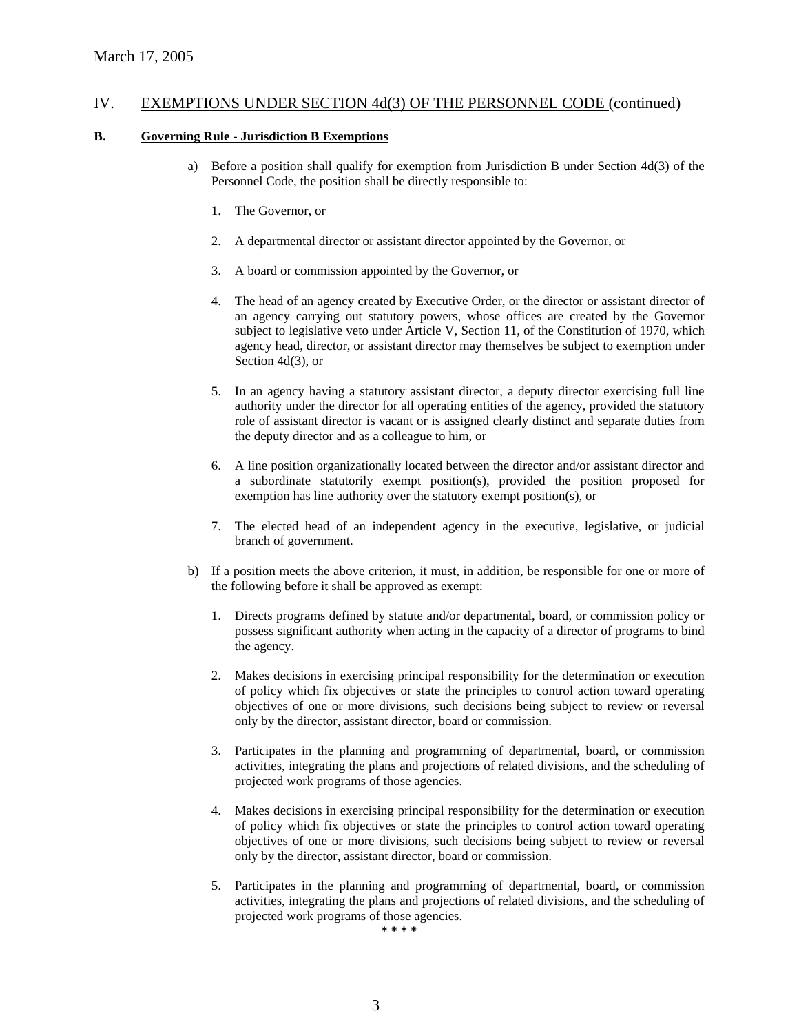March 17, 2005

## IV. EXEMPTIONS UNDER SECTION 4d(3) OF THE PERSONNEL CODE (continued)

### B. Governing Rule - Jurisdiction B Exemptions

a) Before a position shall qualify for exemption from Jurisdiction B under Section 4d(3) of the Personnel Code, the position shall be directly responsible to:

1. The Governor, or

2. A departmental director or assistant director appointed by the Governor, or

3. A board or commission appointed by the Governor, or

4. The head of an agency created by Executive Order, or the director or assistant director of an agency carrying out statutory powers, whose offices are created by the Governor subject to legislative veto under Article V, Section 11, of the Constitution of 1970, which agency head, director, or assistant director may themselves be subject to exemption under Section 4d(3), or

5. In an agency having a statutory assistant director, a deputy director exercising full line authority under the director for all operating entities of the agency, provided the statutory role of assistant director is vacant or is assigned clearly distinct and separate duties from the deputy director and as a colleague to him, or

6. A line position organizationally located between the director and/or assistant director and a subordinate statutorily exempt position(s), provided the position proposed for exemption has line authority over the statutory exempt position(s), or

7. The elected head of an independent agency in the executive, legislative, or judicial branch of government.

b) If a position meets the above criterion, it must, in addition, be responsible for one or more of the following before it shall be approved as exempt:

1. Directs programs defined by statute and/or departmental, board, or commission policy or possess significant authority when acting in the capacity of a director of programs to bind the agency.

2. Makes decisions in exercising principal responsibility for the determination or execution of policy which fix objectives or state the principles to control action toward operating objectives of one or more divisions, such decisions being subject to review or reversal only by the director, assistant director, board or commission.

3. Participates in the planning and programming of departmental, board, or commission activities, integrating the plans and projections of related divisions, and the scheduling of projected work programs of those agencies.

4. Makes decisions in exercising principal responsibility for the determination or execution of policy which fix objectives or state the principles to control action toward operating objectives of one or more divisions, such decisions being subject to review or reversal only by the director, assistant director, board or commission.

5. Participates in the planning and programming of departmental, board, or commission activities, integrating the plans and projections of related divisions, and the scheduling of projected work programs of those agencies.

\* \* \* \*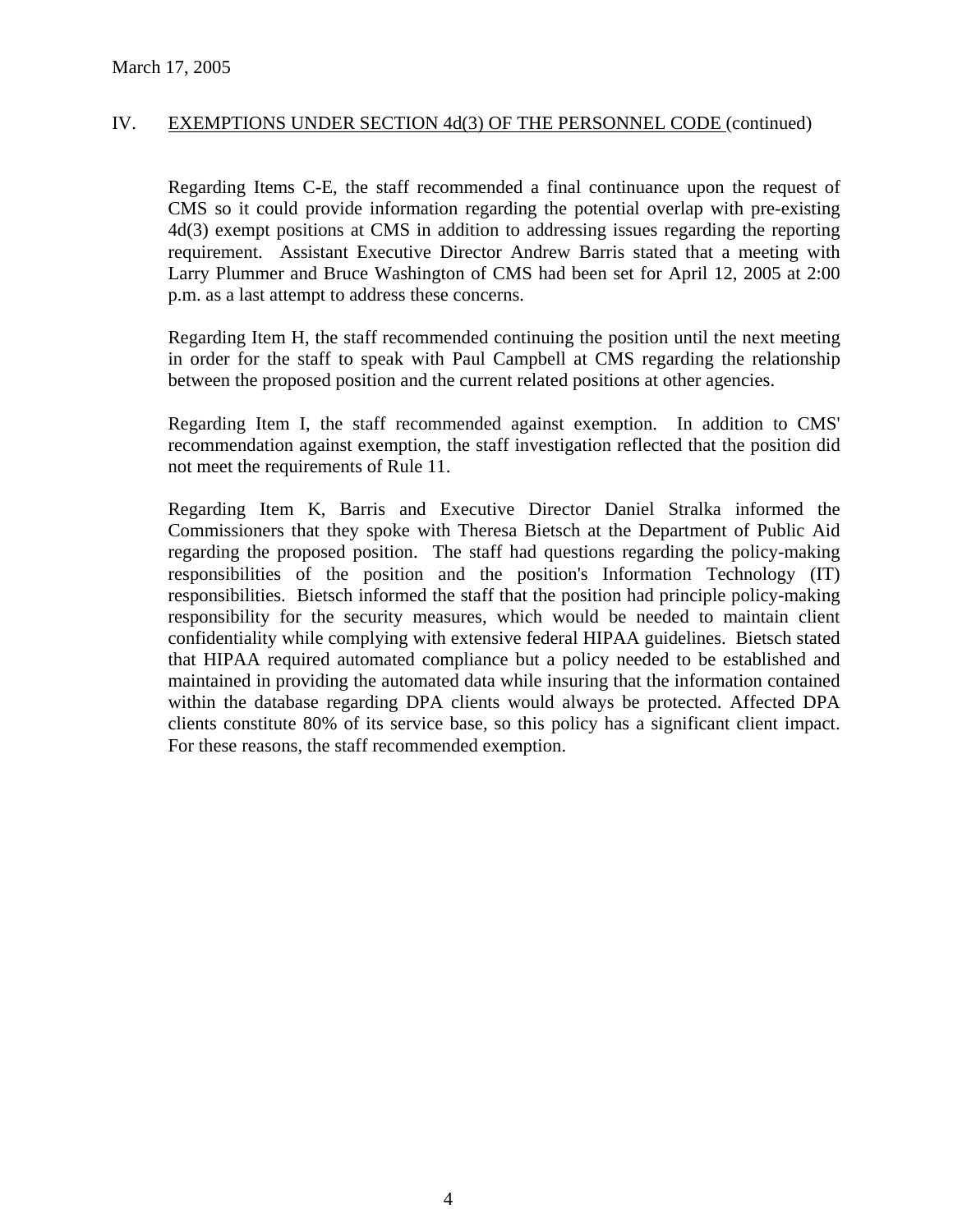March 17, 2005

IV. EXEMPTIONS UNDER SECTION 4d(3) OF THE PERSONNEL CODE (continued)

Regarding Items C-E, the staff recommended a final continuance upon the request of CMS so it could provide information regarding the potential overlap with pre-existing 4d(3) exempt positions at CMS in addition to addressing issues regarding the reporting requirement. Assistant Executive Director Andrew Barris stated that a meeting with Larry Plummer and Bruce Washington of CMS had been set for April 12, 2005 at 2:00 p.m. as a last attempt to address these concerns.

Regarding Item H, the staff recommended continuing the position until the next meeting in order for the staff to speak with Paul Campbell at CMS regarding the relationship between the proposed position and the current related positions at other agencies.

Regarding Item I, the staff recommended against exemption. In addition to CMS' recommendation against exemption, the staff investigation reflected that the position did not meet the requirements of Rule 11.

Regarding Item K, Barris and Executive Director Daniel Stralka informed the Commissioners that they spoke with Theresa Bietsch at the Department of Public Aid regarding the proposed position. The staff had questions regarding the policy-making responsibilities of the position and the position's Information Technology (IT) responsibilities. Bietsch informed the staff that the position had principle policy-making responsibility for the security measures, which would be needed to maintain client confidentiality while complying with extensive federal HIPAA guidelines. Bietsch stated that HIPAA required automated compliance but a policy needed to be established and maintained in providing the automated data while insuring that the information contained within the database regarding DPA clients would always be protected. Affected DPA clients constitute 80% of its service base, so this policy has a significant client impact. For these reasons, the staff recommended exemption.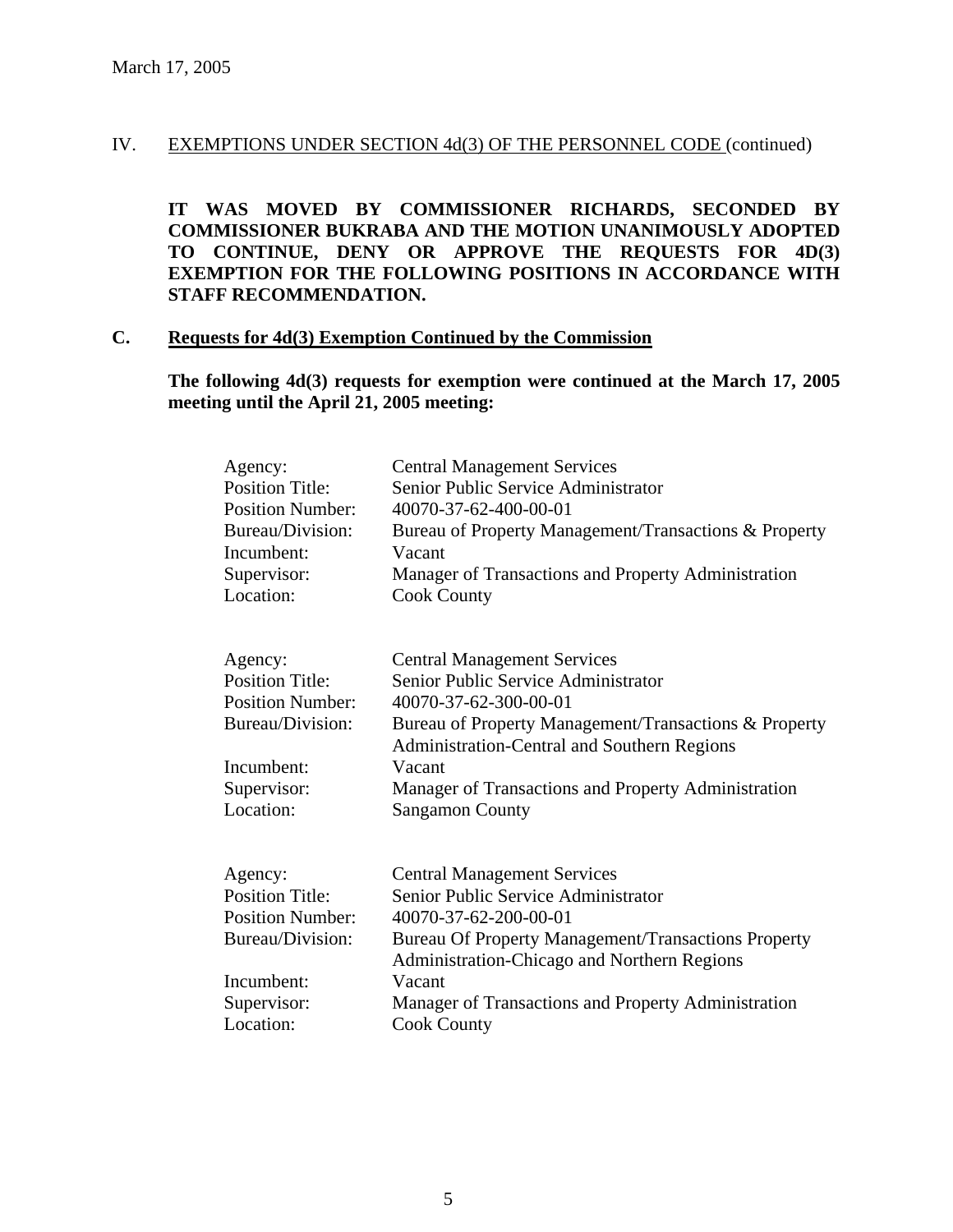March 17, 2005

IV. EXEMPTIONS UNDER SECTION 4d(3) OF THE PERSONNEL CODE (continued)

**IT WAS MOVED BY COMMISSIONER RICHARDS, SECONDED BY COMMISSIONER BUKRABA AND THE MOTION UNANIMOUSLY ADOPTED TO CONTINUE, DENY OR APPROVE THE REQUESTS FOR 4D(3) EXEMPTION FOR THE FOLLOWING POSITIONS IN ACCORDANCE WITH STAFF RECOMMENDATION.**

## C. Requests for 4d(3) Exemption Continued by the Commission

**The following 4d(3) requests for exemption were continued at the March 17, 2005 meeting until the April 21, 2005 meeting:**

Agency: Central Management Services
Position Title: Senior Public Service Administrator
Position Number: 40070-37-62-400-00-01
Bureau/Division: Bureau of Property Management/Transactions & Property
Incumbent: Vacant
Supervisor: Manager of Transactions and Property Administration
Location: Cook County

Agency: Central Management Services
Position Title: Senior Public Service Administrator
Position Number: 40070-37-62-300-00-01
Bureau/Division: Bureau of Property Management/Transactions & Property Administration-Central and Southern Regions
Incumbent: Vacant
Supervisor: Manager of Transactions and Property Administration
Location: Sangamon County

Agency: Central Management Services
Position Title: Senior Public Service Administrator
Position Number: 40070-37-62-200-00-01
Bureau/Division: Bureau Of Property Management/Transactions Property Administration-Chicago and Northern Regions
Incumbent: Vacant
Supervisor: Manager of Transactions and Property Administration
Location: Cook County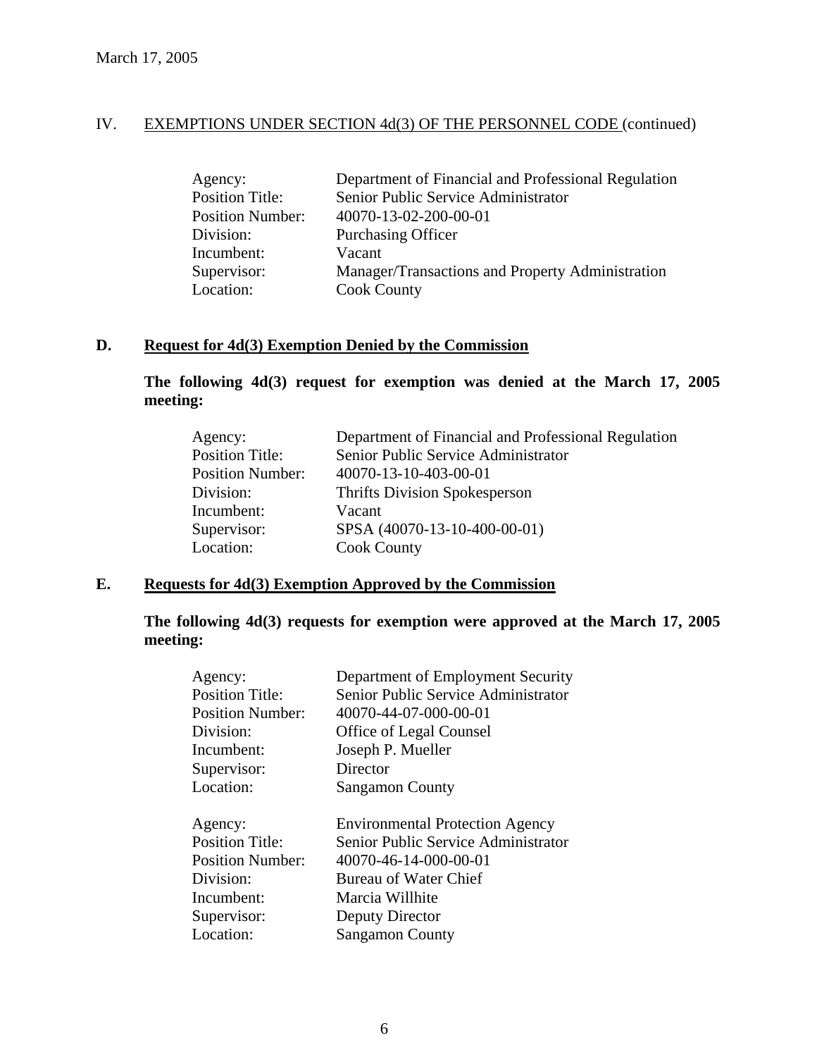March 17, 2005

IV. EXEMPTIONS UNDER SECTION 4d(3) OF THE PERSONNEL CODE (continued)

| | |
|---|---|
| Agency: | Department of Financial and Professional Regulation |
| Position Title: | Senior Public Service Administrator |
| Position Number: | 40070-13-02-200-00-01 |
| Division: | Purchasing Officer |
| Incumbent: | Vacant |
| Supervisor: | Manager/Transactions and Property Administration |
| Location: | Cook County |

## D. Request for 4d(3) Exemption Denied by the Commission

**The following 4d(3) request for exemption was denied at the March 17, 2005 meeting:**

| | |
|---|---|
| Agency: | Department of Financial and Professional Regulation |
| Position Title: | Senior Public Service Administrator |
| Position Number: | 40070-13-10-403-00-01 |
| Division: | Thrifts Division Spokesperson |
| Incumbent: | Vacant |
| Supervisor: | SPSA (40070-13-10-400-00-01) |
| Location: | Cook County |

## E. Requests for 4d(3) Exemption Approved by the Commission

**The following 4d(3) requests for exemption were approved at the March 17, 2005 meeting:**

| | |
|---|---|
| Agency: | Department of Employment Security |
| Position Title: | Senior Public Service Administrator |
| Position Number: | 40070-44-07-000-00-01 |
| Division: | Office of Legal Counsel |
| Incumbent: | Joseph P. Mueller |
| Supervisor: | Director |
| Location: | Sangamon County |

| | |
|---|---|
| Agency: | Environmental Protection Agency |
| Position Title: | Senior Public Service Administrator |
| Position Number: | 40070-46-14-000-00-01 |
| Division: | Bureau of Water Chief |
| Incumbent: | Marcia Willhite |
| Supervisor: | Deputy Director |
| Location: | Sangamon County |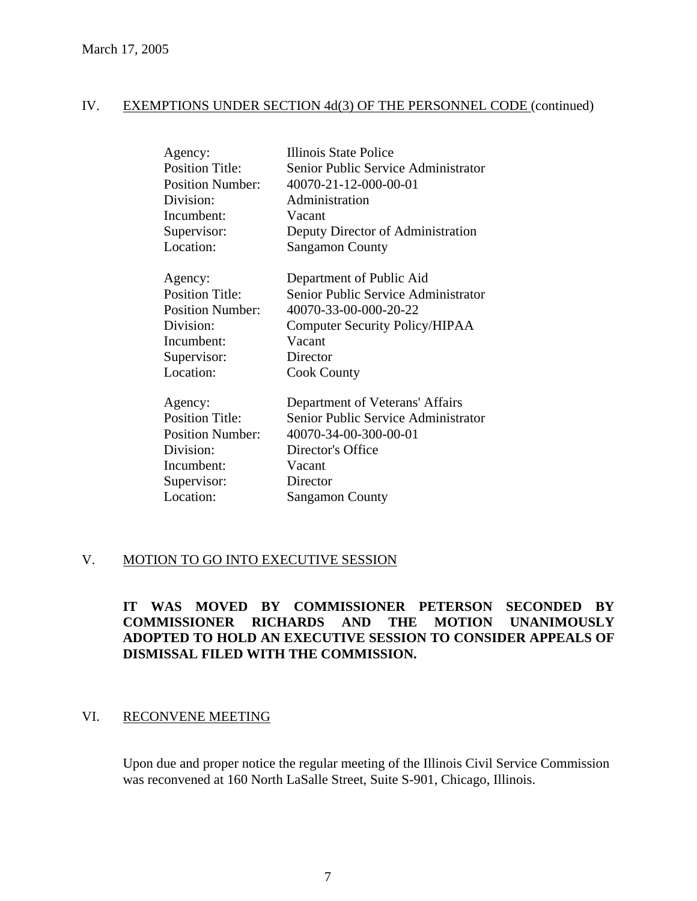March 17, 2005

## IV. EXEMPTIONS UNDER SECTION 4d(3) OF THE PERSONNEL CODE (continued)

| | |
|---|---|
| Agency: | Illinois State Police |
| Position Title: | Senior Public Service Administrator |
| Position Number: | 40070-21-12-000-00-01 |
| Division: | Administration |
| Incumbent: | Vacant |
| Supervisor: | Deputy Director of Administration |
| Location: | Sangamon County |

| | |
|---|---|
| Agency: | Department of Public Aid |
| Position Title: | Senior Public Service Administrator |
| Position Number: | 40070-33-00-000-20-22 |
| Division: | Computer Security Policy/HIPAA |
| Incumbent: | Vacant |
| Supervisor: | Director |
| Location: | Cook County |

| | |
|---|---|
| Agency: | Department of Veterans' Affairs |
| Position Title: | Senior Public Service Administrator |
| Position Number: | 40070-34-00-300-00-01 |
| Division: | Director's Office |
| Incumbent: | Vacant |
| Supervisor: | Director |
| Location: | Sangamon County |

## V. MOTION TO GO INTO EXECUTIVE SESSION

**IT WAS MOVED BY COMMISSIONER PETERSON SECONDED BY COMMISSIONER RICHARDS AND THE MOTION UNANIMOUSLY ADOPTED TO HOLD AN EXECUTIVE SESSION TO CONSIDER APPEALS OF DISMISSAL FILED WITH THE COMMISSION.**

## VI. RECONVENE MEETING

Upon due and proper notice the regular meeting of the Illinois Civil Service Commission was reconvened at 160 North LaSalle Street, Suite S-901, Chicago, Illinois.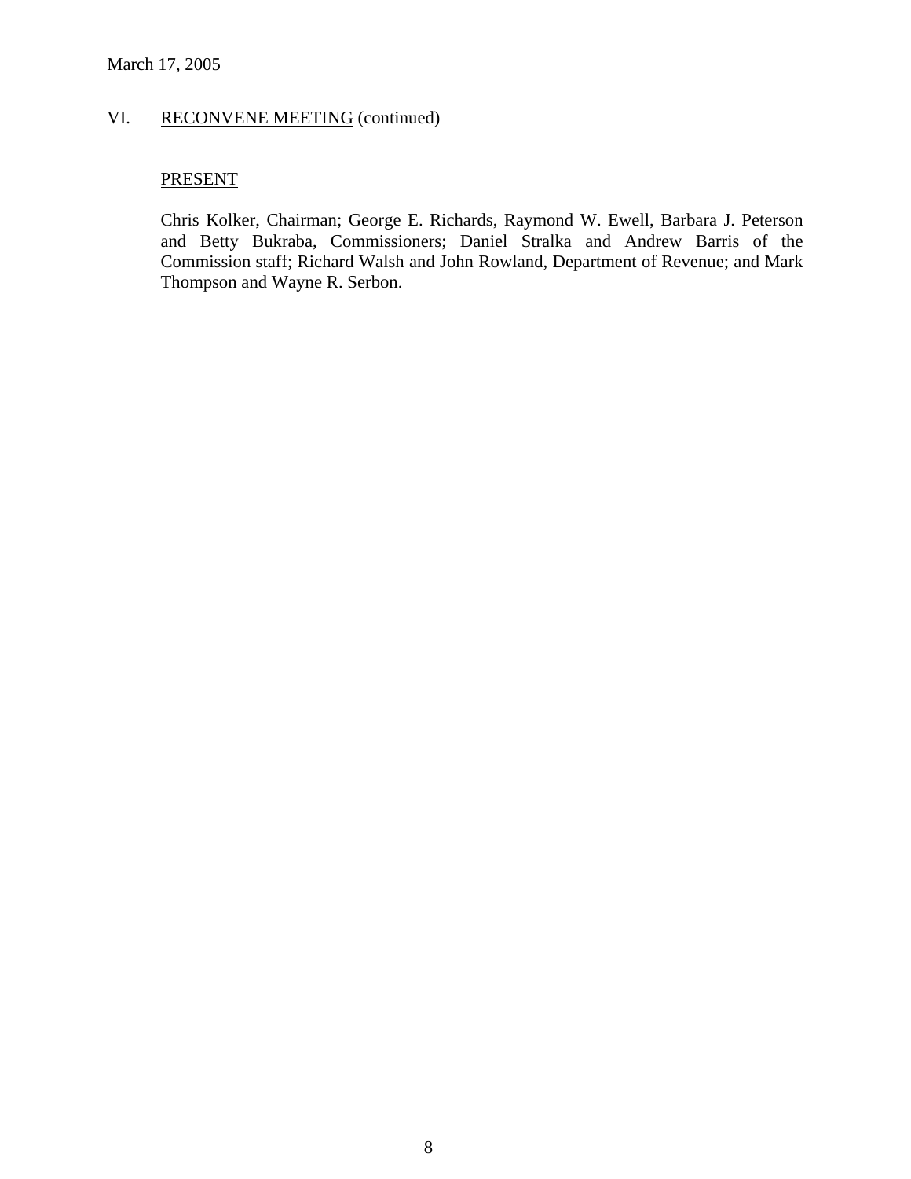March 17, 2005

VI. RECONVENE MEETING (continued)

PRESENT

Chris Kolker, Chairman; George E. Richards, Raymond W. Ewell, Barbara J. Peterson and Betty Bukraba, Commissioners; Daniel Stralka and Andrew Barris of the Commission staff; Richard Walsh and John Rowland, Department of Revenue; and Mark Thompson and Wayne R. Serbon.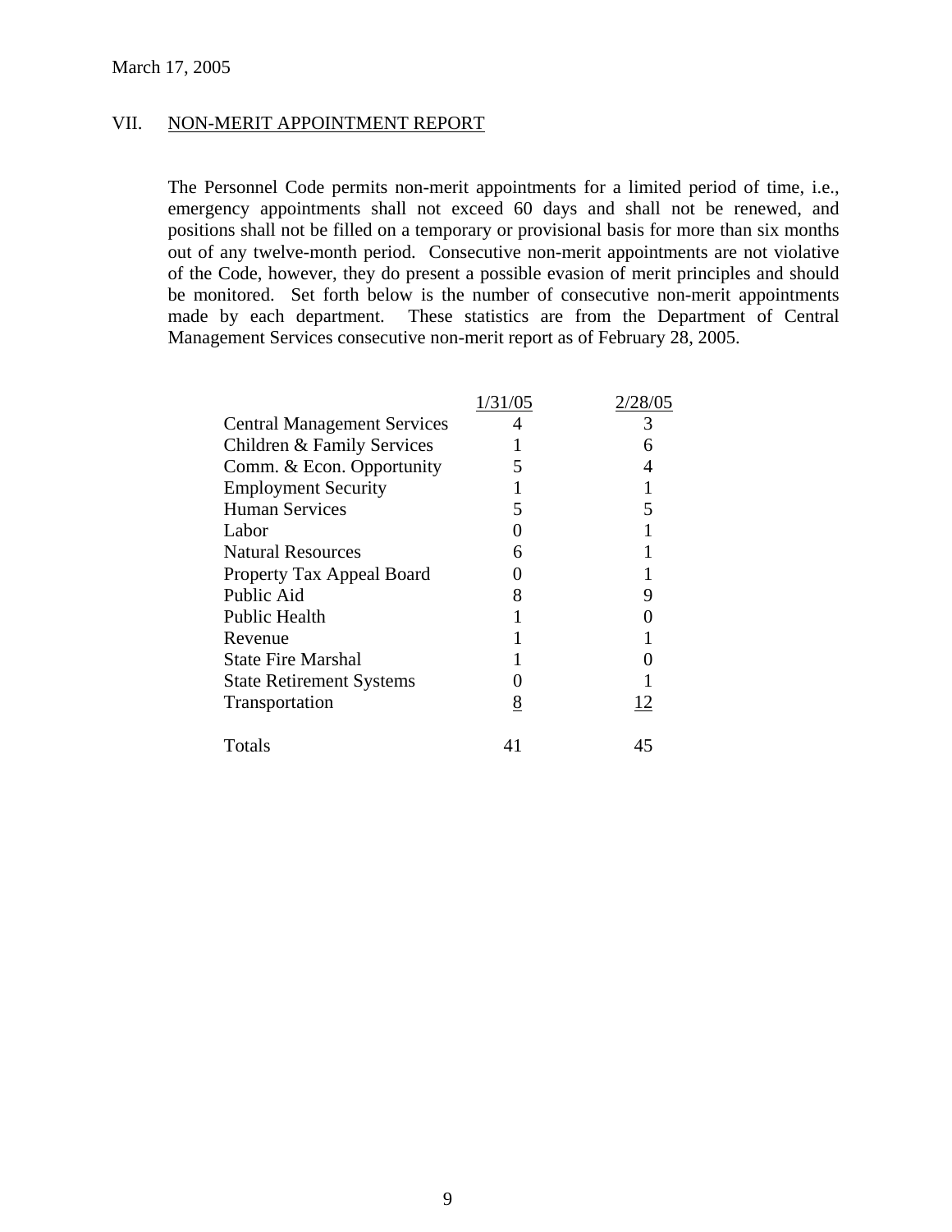March 17, 2005

## VII. NON-MERIT APPOINTMENT REPORT

The Personnel Code permits non-merit appointments for a limited period of time, i.e., emergency appointments shall not exceed 60 days and shall not be renewed, and positions shall not be filled on a temporary or provisional basis for more than six months out of any twelve-month period. Consecutive non-merit appointments are not violative of the Code, however, they do present a possible evasion of merit principles and should be monitored. Set forth below is the number of consecutive non-merit appointments made by each department. These statistics are from the Department of Central Management Services consecutive non-merit report as of February 28, 2005.

| | 1/31/05 | 2/28/05 |
|---|---|---|
| Central Management Services | 4 | 3 |
| Children & Family Services | 1 | 6 |
| Comm. & Econ. Opportunity | 5 | 4 |
| Employment Security | 1 | 1 |
| Human Services | 5 | 5 |
| Labor | 0 | 1 |
| Natural Resources | 6 | 1 |
| Property Tax Appeal Board | 0 | 1 |
| Public Aid | 8 | 9 |
| Public Health | 1 | 0 |
| Revenue | 1 | 1 |
| State Fire Marshal | 1 | 0 |
| State Retirement Systems | 0 | 1 |
| Transportation | 8 | 12 |
| Totals | 41 | 45 |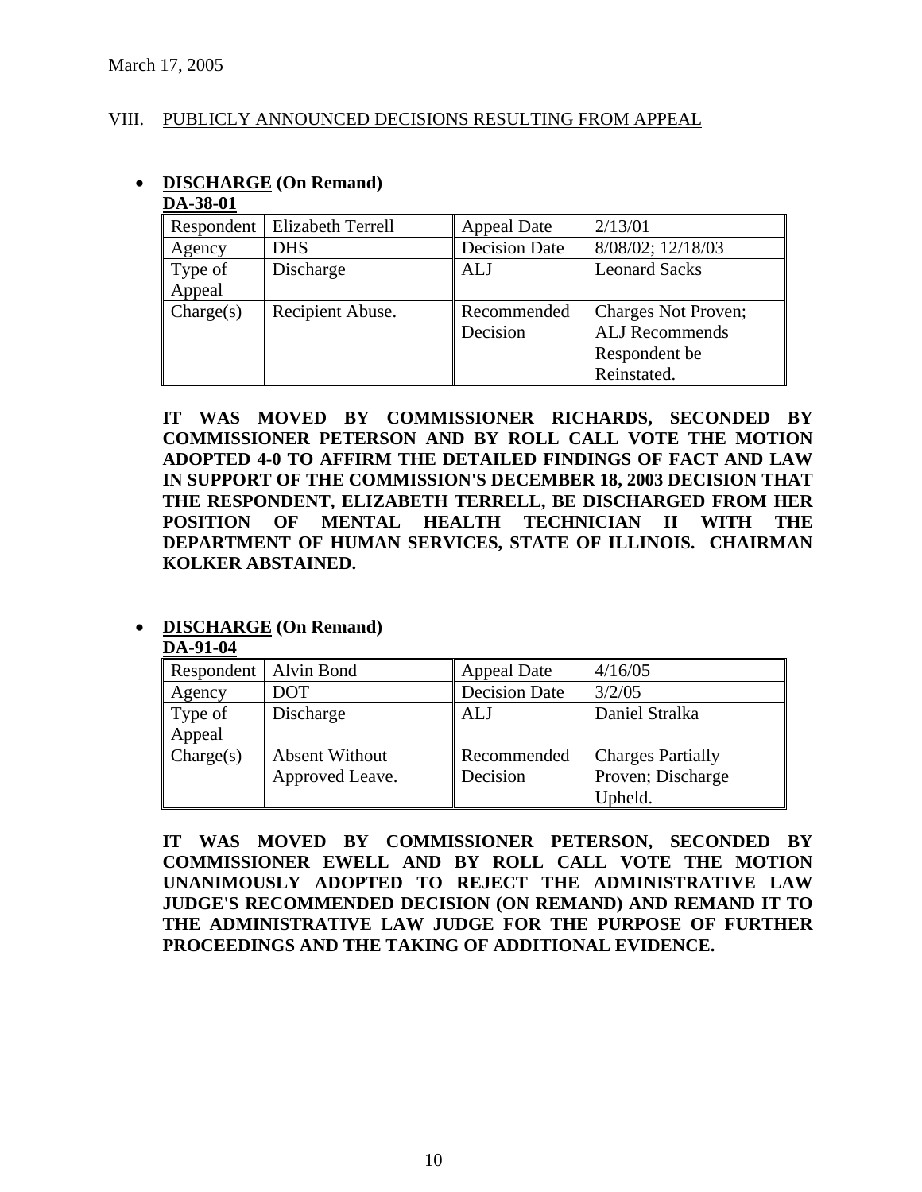March 17, 2005

## VIII. PUBLICLY ANNOUNCED DECISIONS RESULTING FROM APPEAL

- **DISCHARGE (On Remand)**

**DA-38-01**

| Respondent | Elizabeth Terrell | Appeal Date | 2/13/01 |
|---|---|---|---|
| Agency | DHS | Decision Date | 8/08/02; 12/18/03 |
| Type of Appeal | Discharge | ALJ | Leonard Sacks |
| Charge(s) | Recipient Abuse. | Recommended Decision | Charges Not Proven; ALJ Recommends Respondent be Reinstated. |

**IT WAS MOVED BY COMMISSIONER RICHARDS, SECONDED BY COMMISSIONER PETERSON AND BY ROLL CALL VOTE THE MOTION ADOPTED 4-0 TO AFFIRM THE DETAILED FINDINGS OF FACT AND LAW IN SUPPORT OF THE COMMISSION'S DECEMBER 18, 2003 DECISION THAT THE RESPONDENT, ELIZABETH TERRELL, BE DISCHARGED FROM HER POSITION OF MENTAL HEALTH TECHNICIAN II WITH THE DEPARTMENT OF HUMAN SERVICES, STATE OF ILLINOIS. CHAIRMAN KOLKER ABSTAINED.**

- **DISCHARGE (On Remand)**

**DA-91-04**

| Respondent | Alvin Bond | Appeal Date | 4/16/05 |
|---|---|---|---|
| Agency | DOT | Decision Date | 3/2/05 |
| Type of Appeal | Discharge | ALJ | Daniel Stralka |
| Charge(s) | Absent Without Approved Leave. | Recommended Decision | Charges Partially Proven; Discharge Upheld. |

**IT WAS MOVED BY COMMISSIONER PETERSON, SECONDED BY COMMISSIONER EWELL AND BY ROLL CALL VOTE THE MOTION UNANIMOUSLY ADOPTED TO REJECT THE ADMINISTRATIVE LAW JUDGE'S RECOMMENDED DECISION (ON REMAND) AND REMAND IT TO THE ADMINISTRATIVE LAW JUDGE FOR THE PURPOSE OF FURTHER PROCEEDINGS AND THE TAKING OF ADDITIONAL EVIDENCE.**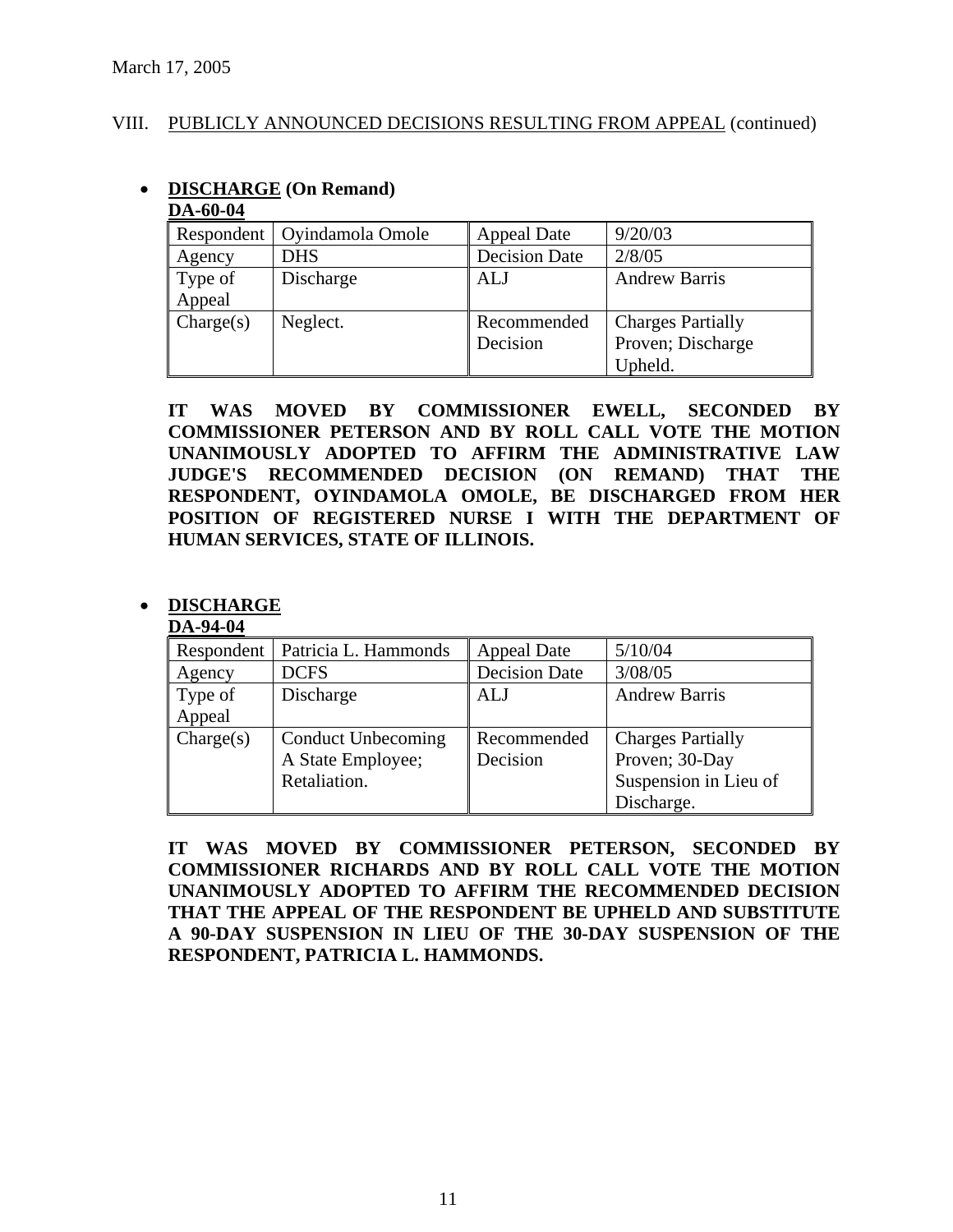March 17, 2005

VIII. PUBLICLY ANNOUNCED DECISIONS RESULTING FROM APPEAL (continued)

- **DISCHARGE (On Remand)**
  **DA-60-04**

| Respondent | Oyindamola Omole | Appeal Date | 9/20/03 |
|---|---|---|---|
| Agency | DHS | Decision Date | 2/8/05 |
| Type of Appeal | Discharge | ALJ | Andrew Barris |
| Charge(s) | Neglect. | Recommended Decision | Charges Partially Proven; Discharge Upheld. |

**IT WAS MOVED BY COMMISSIONER EWELL, SECONDED BY COMMISSIONER PETERSON AND BY ROLL CALL VOTE THE MOTION UNANIMOUSLY ADOPTED TO AFFIRM THE ADMINISTRATIVE LAW JUDGE'S RECOMMENDED DECISION (ON REMAND) THAT THE RESPONDENT, OYINDAMOLA OMOLE, BE DISCHARGED FROM HER POSITION OF REGISTERED NURSE I WITH THE DEPARTMENT OF HUMAN SERVICES, STATE OF ILLINOIS.**

- **DISCHARGE**
  **DA-94-04**

| Respondent | Patricia L. Hammonds | Appeal Date | 5/10/04 |
|---|---|---|---|
| Agency | DCFS | Decision Date | 3/08/05 |
| Type of Appeal | Discharge | ALJ | Andrew Barris |
| Charge(s) | Conduct Unbecoming A State Employee; Retaliation. | Recommended Decision | Charges Partially Proven; 30-Day Suspension in Lieu of Discharge. |

**IT WAS MOVED BY COMMISSIONER PETERSON, SECONDED BY COMMISSIONER RICHARDS AND BY ROLL CALL VOTE THE MOTION UNANIMOUSLY ADOPTED TO AFFIRM THE RECOMMENDED DECISION THAT THE APPEAL OF THE RESPONDENT BE UPHELD AND SUBSTITUTE A 90-DAY SUSPENSION IN LIEU OF THE 30-DAY SUSPENSION OF THE RESPONDENT, PATRICIA L. HAMMONDS.**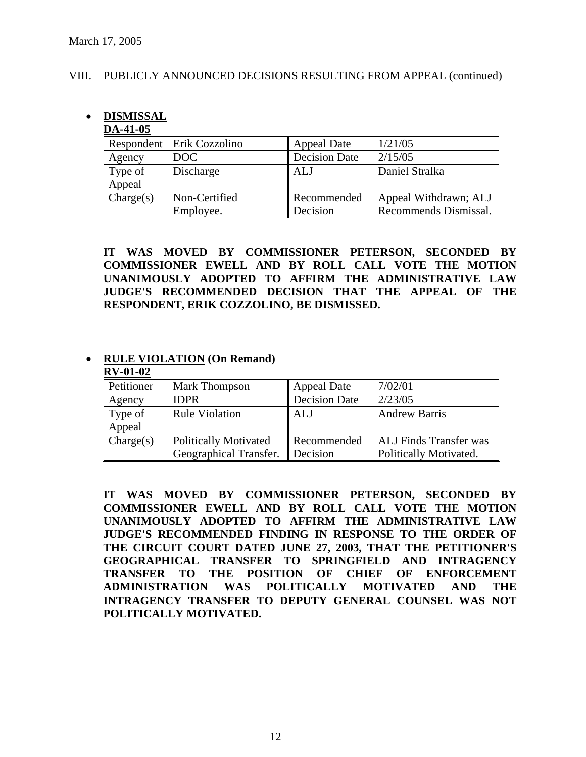March 17, 2005

VIII. PUBLICLY ANNOUNCED DECISIONS RESULTING FROM APPEAL (continued)

- **DISMISSAL**

**DA-41-05**

| Respondent | Erik Cozzolino | Appeal Date | 1/21/05 |
|---|---|---|---|
| Agency | DOC | Decision Date | 2/15/05 |
| Type of Appeal | Discharge | ALJ | Daniel Stralka |
| Charge(s) | Non-Certified Employee. | Recommended Decision | Appeal Withdrawn; ALJ Recommends Dismissal. |

**IT WAS MOVED BY COMMISSIONER PETERSON, SECONDED BY COMMISSIONER EWELL AND BY ROLL CALL VOTE THE MOTION UNANIMOUSLY ADOPTED TO AFFIRM THE ADMINISTRATIVE LAW JUDGE'S RECOMMENDED DECISION THAT THE APPEAL OF THE RESPONDENT, ERIK COZZOLINO, BE DISMISSED.**

- **RULE VIOLATION (On Remand)**

**RV-01-02**

| Petitioner | Mark Thompson | Appeal Date | 7/02/01 |
|---|---|---|---|
| Agency | IDPR | Decision Date | 2/23/05 |
| Type of Appeal | Rule Violation | ALJ | Andrew Barris |
| Charge(s) | Politically Motivated Geographical Transfer. | Recommended Decision | ALJ Finds Transfer was Politically Motivated. |

**IT WAS MOVED BY COMMISSIONER PETERSON, SECONDED BY COMMISSIONER EWELL AND BY ROLL CALL VOTE THE MOTION UNANIMOUSLY ADOPTED TO AFFIRM THE ADMINISTRATIVE LAW JUDGE'S RECOMMENDED FINDING IN RESPONSE TO THE ORDER OF THE CIRCUIT COURT DATED JUNE 27, 2003, THAT THE PETITIONER'S GEOGRAPHICAL TRANSFER TO SPRINGFIELD AND INTRAGENCY TRANSFER TO THE POSITION OF CHIEF OF ENFORCEMENT ADMINISTRATION WAS POLITICALLY MOTIVATED AND THE INTRAGENCY TRANSFER TO DEPUTY GENERAL COUNSEL WAS NOT POLITICALLY MOTIVATED.**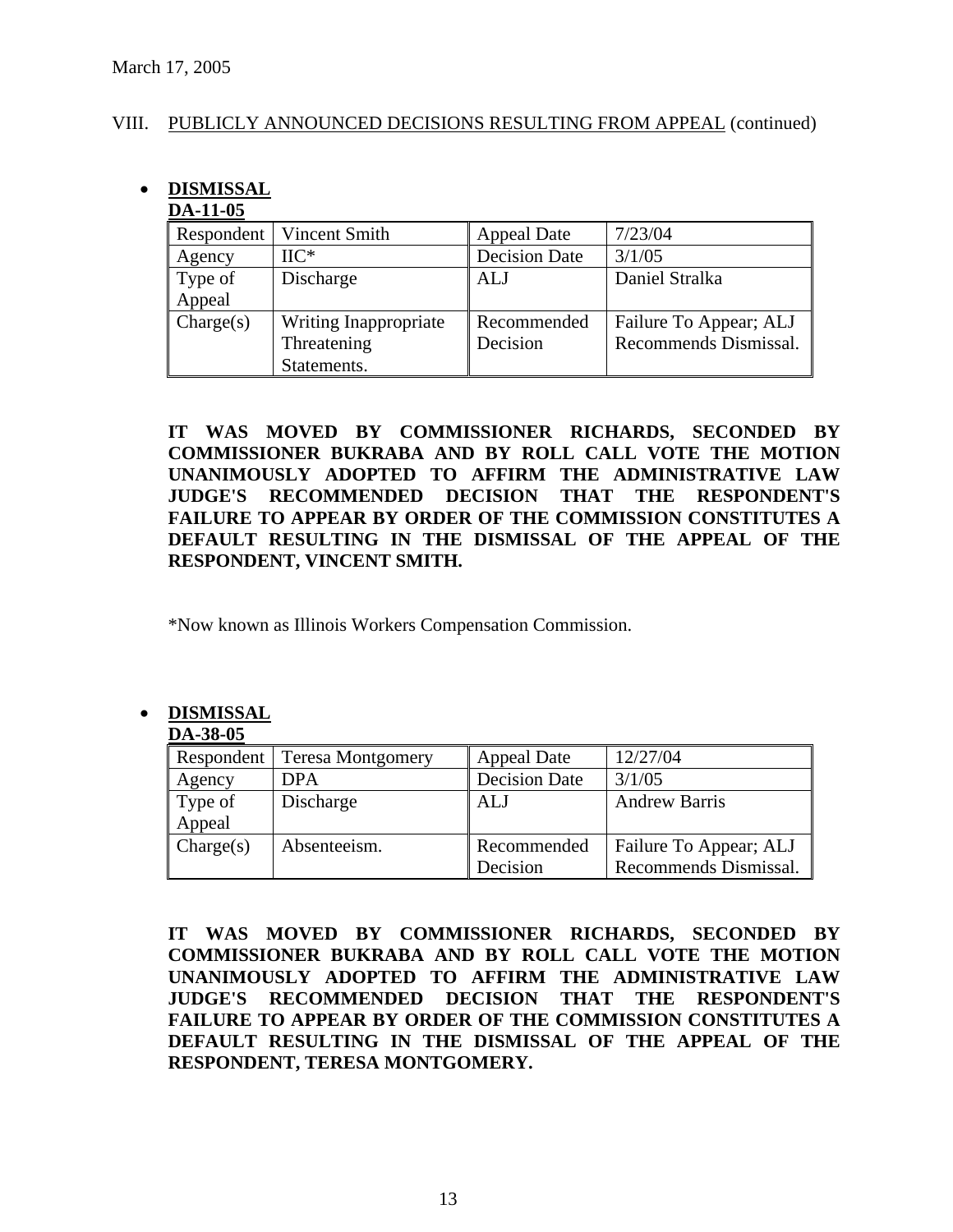March 17, 2005

VIII. PUBLICLY ANNOUNCED DECISIONS RESULTING FROM APPEAL (continued)

- **DISMISSAL**

**DA-11-05**

| Respondent | Vincent Smith | Appeal Date | 7/23/04 |
|---|---|---|---|
| Agency | IIC* | Decision Date | 3/1/05 |
| Type of Appeal | Discharge | ALJ | Daniel Stralka |
| Charge(s) | Writing Inappropriate Threatening Statements. | Recommended Decision | Failure To Appear; ALJ Recommends Dismissal. |

**IT WAS MOVED BY COMMISSIONER RICHARDS, SECONDED BY COMMISSIONER BUKRABA AND BY ROLL CALL VOTE THE MOTION UNANIMOUSLY ADOPTED TO AFFIRM THE ADMINISTRATIVE LAW JUDGE'S RECOMMENDED DECISION THAT THE RESPONDENT'S FAILURE TO APPEAR BY ORDER OF THE COMMISSION CONSTITUTES A DEFAULT RESULTING IN THE DISMISSAL OF THE APPEAL OF THE RESPONDENT, VINCENT SMITH.**

*Now known as Illinois Workers Compensation Commission.

- **DISMISSAL**

**DA-38-05**

| Respondent | Teresa Montgomery | Appeal Date | 12/27/04 |
|---|---|---|---|
| Agency | DPA | Decision Date | 3/1/05 |
| Type of Appeal | Discharge | ALJ | Andrew Barris |
| Charge(s) | Absenteeism. | Recommended Decision | Failure To Appear; ALJ Recommends Dismissal. |

**IT WAS MOVED BY COMMISSIONER RICHARDS, SECONDED BY COMMISSIONER BUKRABA AND BY ROLL CALL VOTE THE MOTION UNANIMOUSLY ADOPTED TO AFFIRM THE ADMINISTRATIVE LAW JUDGE'S RECOMMENDED DECISION THAT THE RESPONDENT'S FAILURE TO APPEAR BY ORDER OF THE COMMISSION CONSTITUTES A DEFAULT RESULTING IN THE DISMISSAL OF THE APPEAL OF THE RESPONDENT, TERESA MONTGOMERY.**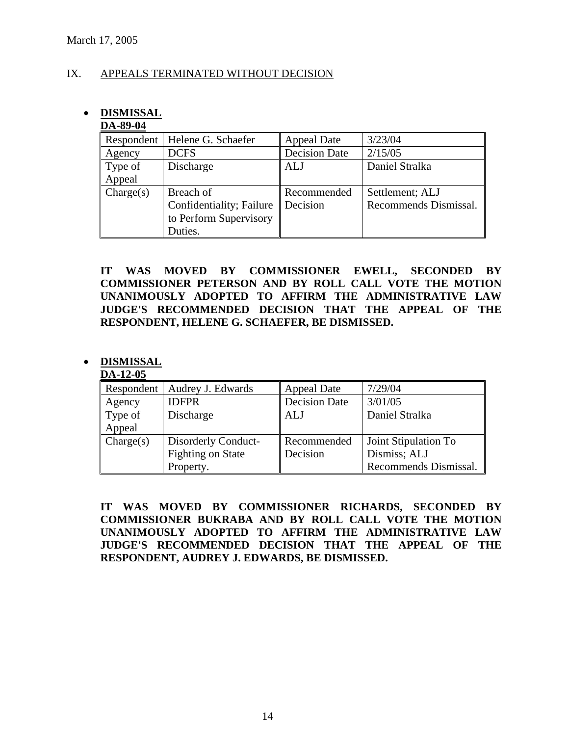March 17, 2005

## IX. APPEALS TERMINATED WITHOUT DECISION

- **DISMISSAL**

**DA-89-04**

| Respondent | Helene G. Schaefer | Appeal Date | 3/23/04 |
|---|---|---|---|
| Agency | DCFS | Decision Date | 2/15/05 |
| Type of Appeal | Discharge | ALJ | Daniel Stralka |
| Charge(s) | Breach of Confidentiality; Failure to Perform Supervisory Duties. | Recommended Decision | Settlement; ALJ Recommends Dismissal. |

**IT WAS MOVED BY COMMISSIONER EWELL, SECONDED BY COMMISSIONER PETERSON AND BY ROLL CALL VOTE THE MOTION UNANIMOUSLY ADOPTED TO AFFIRM THE ADMINISTRATIVE LAW JUDGE'S RECOMMENDED DECISION THAT THE APPEAL OF THE RESPONDENT, HELENE G. SCHAEFER, BE DISMISSED.**

- **DISMISSAL**

**DA-12-05**

| Respondent | Audrey J. Edwards | Appeal Date | 7/29/04 |
|---|---|---|---|
| Agency | IDFPR | Decision Date | 3/01/05 |
| Type of Appeal | Discharge | ALJ | Daniel Stralka |
| Charge(s) | Disorderly Conduct-Fighting on State Property. | Recommended Decision | Joint Stipulation To Dismiss; ALJ Recommends Dismissal. |

**IT WAS MOVED BY COMMISSIONER RICHARDS, SECONDED BY COMMISSIONER BUKRABA AND BY ROLL CALL VOTE THE MOTION UNANIMOUSLY ADOPTED TO AFFIRM THE ADMINISTRATIVE LAW JUDGE'S RECOMMENDED DECISION THAT THE APPEAL OF THE RESPONDENT, AUDREY J. EDWARDS, BE DISMISSED.**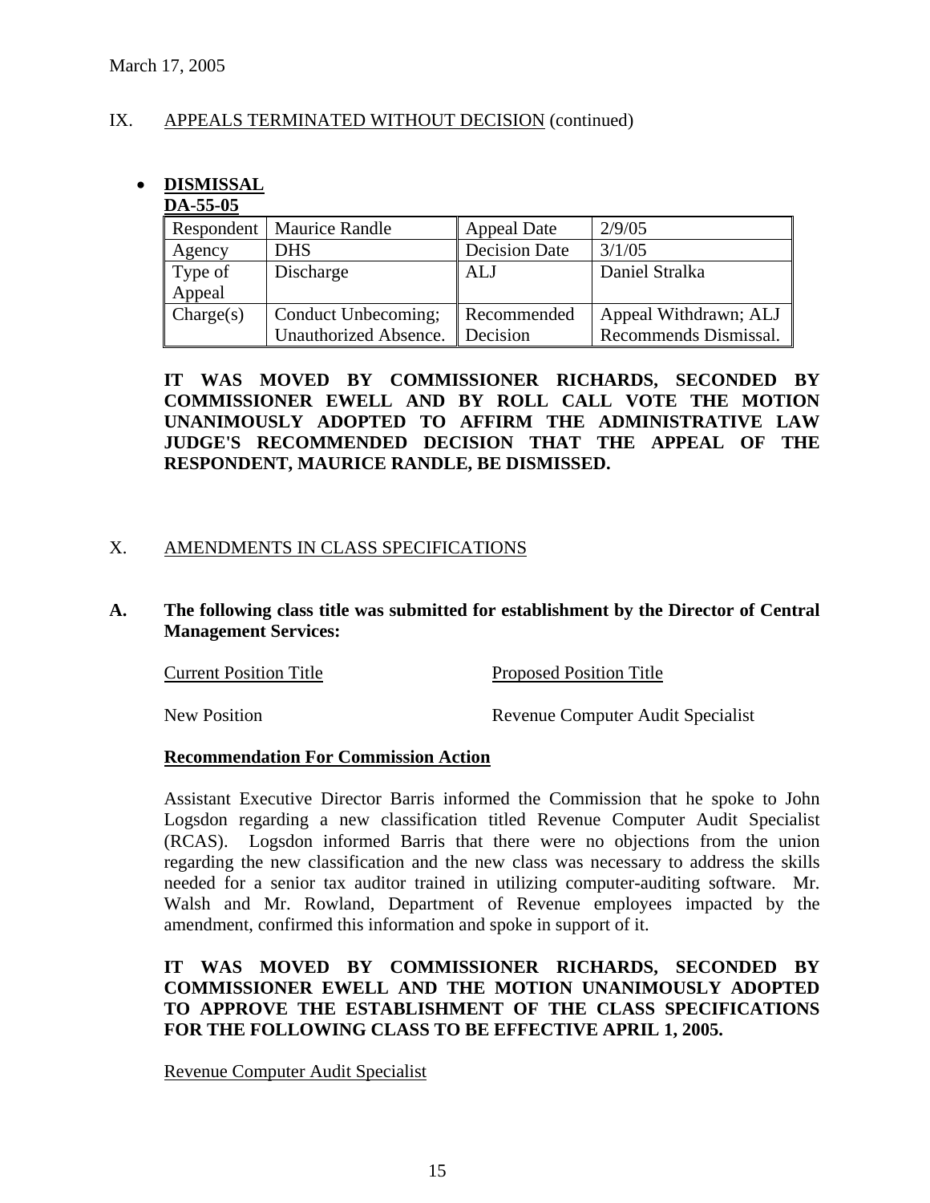March 17, 2005

IX. APPEALS TERMINATED WITHOUT DECISION (continued)

- **DISMISSAL**

**DA-55-05**

| Respondent | Maurice Randle | Appeal Date | 2/9/05 |
|---|---|---|---|
| Agency | DHS | Decision Date | 3/1/05 |
| Type of Appeal | Discharge | ALJ | Daniel Stralka |
| Charge(s) | Conduct Unbecoming; Unauthorized Absence. | Recommended Decision | Appeal Withdrawn; ALJ Recommends Dismissal. |

**IT WAS MOVED BY COMMISSIONER RICHARDS, SECONDED BY COMMISSIONER EWELL AND BY ROLL CALL VOTE THE MOTION UNANIMOUSLY ADOPTED TO AFFIRM THE ADMINISTRATIVE LAW JUDGE'S RECOMMENDED DECISION THAT THE APPEAL OF THE RESPONDENT, MAURICE RANDLE, BE DISMISSED.**

X. AMENDMENTS IN CLASS SPECIFICATIONS

**A. The following class title was submitted for establishment by the Director of Central Management Services:**

| Current Position Title | Proposed Position Title |
|---|---|
| New Position | Revenue Computer Audit Specialist |

**Recommendation For Commission Action**

Assistant Executive Director Barris informed the Commission that he spoke to John Logsdon regarding a new classification titled Revenue Computer Audit Specialist (RCAS). Logsdon informed Barris that there were no objections from the union regarding the new classification and the new class was necessary to address the skills needed for a senior tax auditor trained in utilizing computer-auditing software. Mr. Walsh and Mr. Rowland, Department of Revenue employees impacted by the amendment, confirmed this information and spoke in support of it.

**IT WAS MOVED BY COMMISSIONER RICHARDS, SECONDED BY COMMISSIONER EWELL AND THE MOTION UNANIMOUSLY ADOPTED TO APPROVE THE ESTABLISHMENT OF THE CLASS SPECIFICATIONS FOR THE FOLLOWING CLASS TO BE EFFECTIVE APRIL 1, 2005.**

Revenue Computer Audit Specialist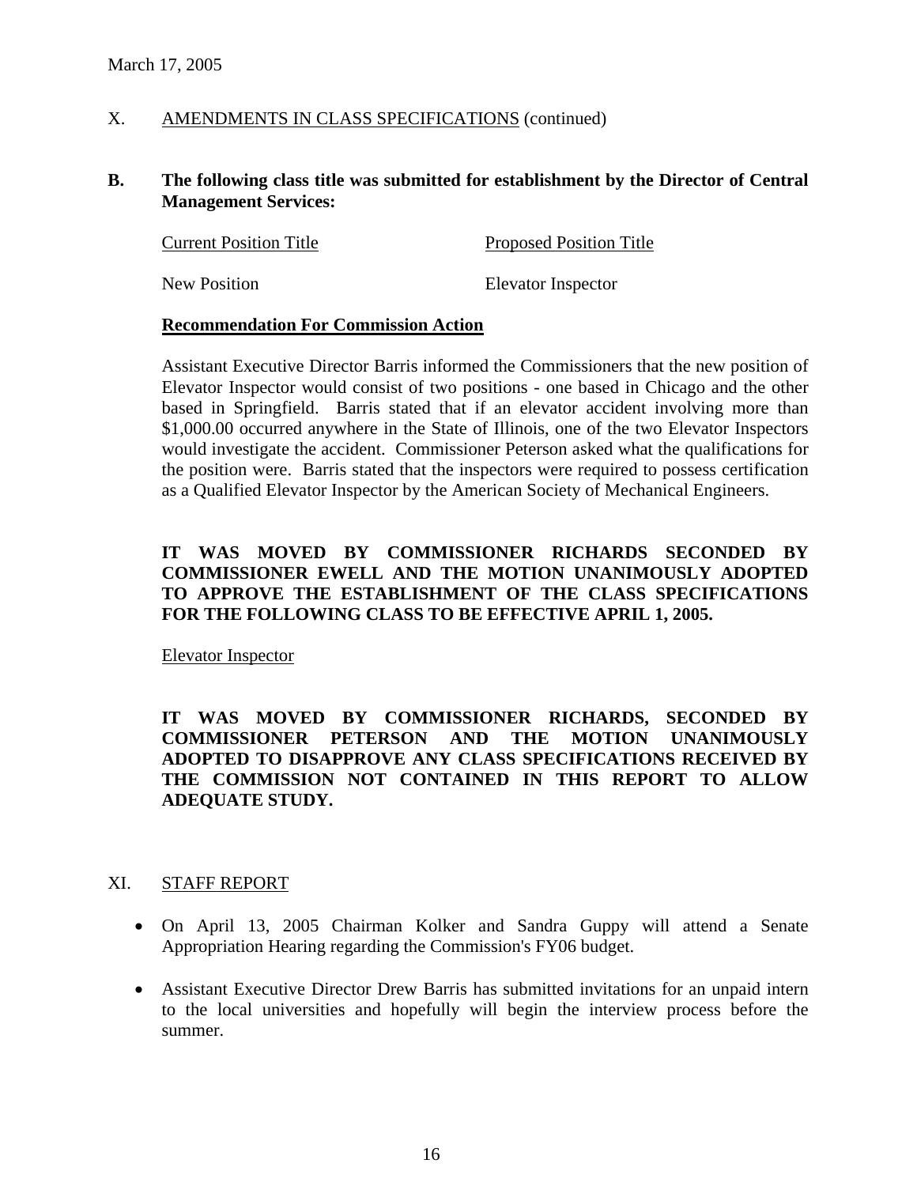March 17, 2005

## X. AMENDMENTS IN CLASS SPECIFICATIONS (continued)

**B. The following class title was submitted for establishment by the Director of Central Management Services:**

| Current Position Title | Proposed Position Title |
| --- | --- |
| New Position | Elevator Inspector |

**Recommendation For Commission Action**

Assistant Executive Director Barris informed the Commissioners that the new position of Elevator Inspector would consist of two positions - one based in Chicago and the other based in Springfield. Barris stated that if an elevator accident involving more than $1,000.00 occurred anywhere in the State of Illinois, one of the two Elevator Inspectors would investigate the accident. Commissioner Peterson asked what the qualifications for the position were. Barris stated that the inspectors were required to possess certification as a Qualified Elevator Inspector by the American Society of Mechanical Engineers.

**IT WAS MOVED BY COMMISSIONER RICHARDS SECONDED BY COMMISSIONER EWELL AND THE MOTION UNANIMOUSLY ADOPTED TO APPROVE THE ESTABLISHMENT OF THE CLASS SPECIFICATIONS FOR THE FOLLOWING CLASS TO BE EFFECTIVE APRIL 1, 2005.**

Elevator Inspector

**IT WAS MOVED BY COMMISSIONER RICHARDS, SECONDED BY COMMISSIONER PETERSON AND THE MOTION UNANIMOUSLY ADOPTED TO DISAPPROVE ANY CLASS SPECIFICATIONS RECEIVED BY THE COMMISSION NOT CONTAINED IN THIS REPORT TO ALLOW ADEQUATE STUDY.**

## XI. STAFF REPORT

- On April 13, 2005 Chairman Kolker and Sandra Guppy will attend a Senate Appropriation Hearing regarding the Commission's FY06 budget.
- Assistant Executive Director Drew Barris has submitted invitations for an unpaid intern to the local universities and hopefully will begin the interview process before the summer.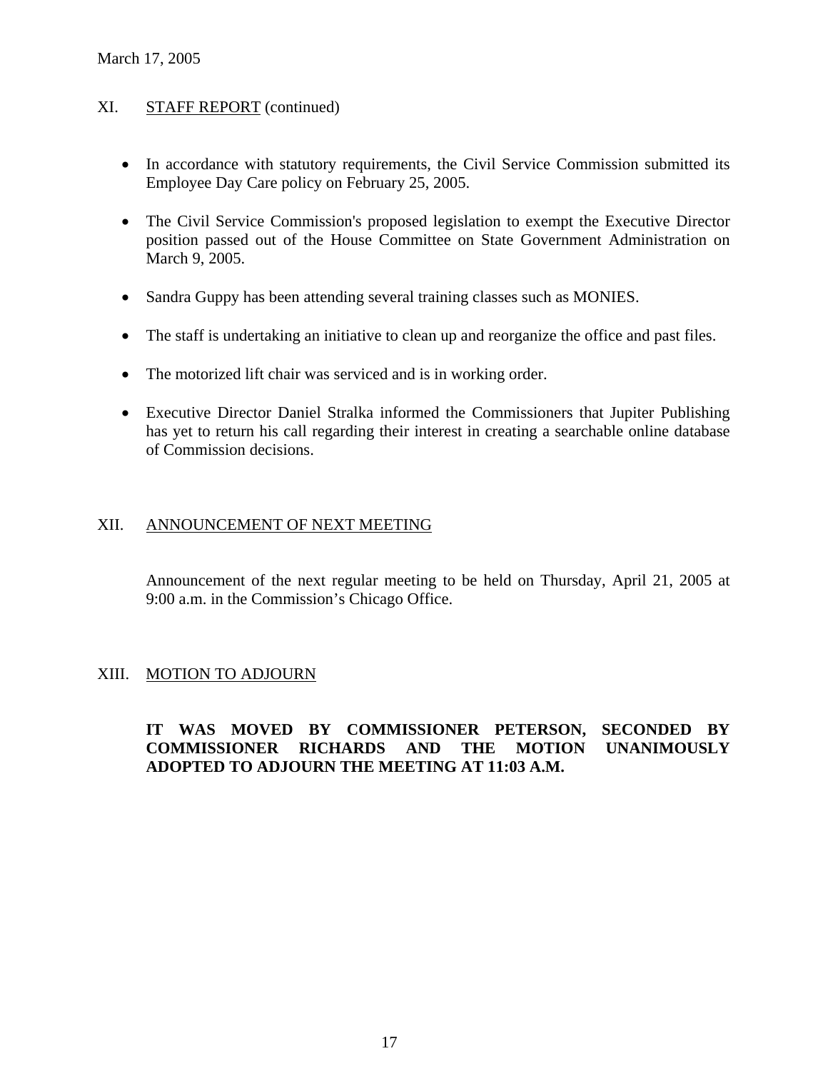March 17, 2005

## XI. STAFF REPORT (continued)

- In accordance with statutory requirements, the Civil Service Commission submitted its Employee Day Care policy on February 25, 2005.
- The Civil Service Commission's proposed legislation to exempt the Executive Director position passed out of the House Committee on State Government Administration on March 9, 2005.
- Sandra Guppy has been attending several training classes such as MONIES.
- The staff is undertaking an initiative to clean up and reorganize the office and past files.
- The motorized lift chair was serviced and is in working order.
- Executive Director Daniel Stralka informed the Commissioners that Jupiter Publishing has yet to return his call regarding their interest in creating a searchable online database of Commission decisions.

## XII. ANNOUNCEMENT OF NEXT MEETING

Announcement of the next regular meeting to be held on Thursday, April 21, 2005 at 9:00 a.m. in the Commission's Chicago Office.

## XIII. MOTION TO ADJOURN

**IT WAS MOVED BY COMMISSIONER PETERSON, SECONDED BY COMMISSIONER RICHARDS AND THE MOTION UNANIMOUSLY ADOPTED TO ADJOURN THE MEETING AT 11:03 A.M.**